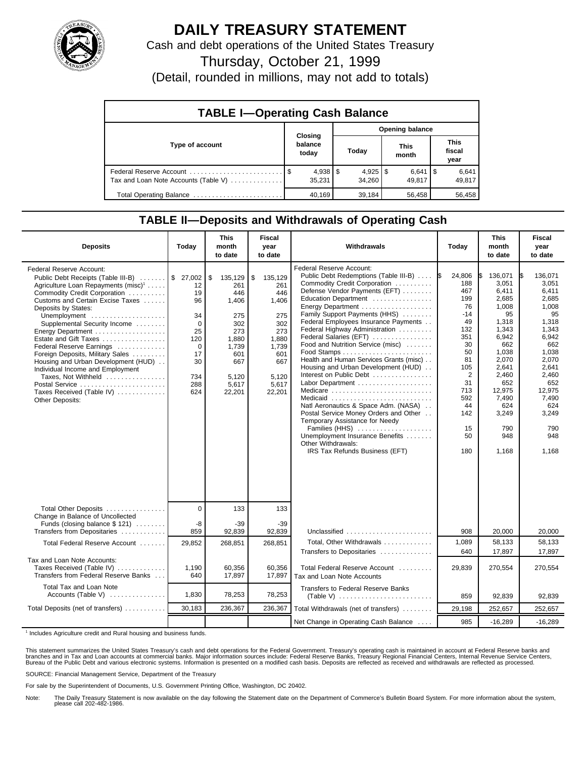# DAILY TREASURY STATEMENT

Cash and debt operations of the United States Treasury

Thursday, October 21, 1999

(Detail, rounded in millions, may not add to totals)

## TABLE I—Operating Cash Balance

| Type of account | Closing balance today | Opening balance Today | This month | This fiscal year |
|---|---|---|---|---|
| Federal Reserve Account | $ 4,938 | $ 4,925 | $ 6,641 | $ 6,641 |
| Tax and Loan Note Accounts (Table V) | 35,231 | 34,260 | 49,817 | 49,817 |
| Total Operating Balance | 40,169 | 39,184 | 56,458 | 56,458 |

## TABLE II—Deposits and Withdrawals of Operating Cash

| Deposits | Today | This month to date | Fiscal year to date |
|---|---|---|---|
| Federal Reserve Account: | | | |
| Public Debt Receipts (Table III-B) | $ 27,002 | $ 135,129 | $ 135,129 |
| Agriculture Loan Repayments (misc)[1] | 12 | 261 | 261 |
| Commodity Credit Corporation | 19 | 446 | 446 |
| Customs and Certain Excise Taxes | 96 | 1,406 | 1,406 |
| Deposits by States: | | | |
| Unemployment | 34 | 275 | 275 |
| Supplemental Security Income | 0 | 302 | 302 |
| Energy Department | 25 | 273 | 273 |
| Estate and Gift Taxes | 120 | 1,880 | 1,880 |
| Federal Reserve Earnings | 0 | 1,739 | 1,739 |
| Foreign Deposits, Military Sales | 17 | 601 | 601 |
| Housing and Urban Development (HUD) | 30 | 667 | 667 |
| Individual Income and Employment Taxes, Not Withheld | 734 | 5,120 | 5,120 |
| Postal Service | 288 | 5,617 | 5,617 |
| Taxes Received (Table IV) | 624 | 22,201 | 22,201 |
| Other Deposits: | | | |
| Total Other Deposits | 0 | 133 | 133 |
| Change in Balance of Uncollected Funds (closing balance $ 121) | -8 | -39 | -39 |
| Transfers from Depositaries | 859 | 92,839 | 92,839 |
| Total Federal Reserve Account | 29,852 | 268,851 | 268,851 |
| Tax and Loan Note Accounts: | | | |
| Taxes Received (Table IV) | 1,190 | 60,356 | 60,356 |
| Transfers from Federal Reserve Banks | 640 | 17,897 | 17,897 |
| Total Tax and Loan Note Accounts (Table V) | 1,830 | 78,253 | 78,253 |
| Total Deposits (net of transfers) | 30,183 | 236,367 | 236,367 |

| Withdrawals | Today | This month to date | Fiscal year to date |
|---|---|---|---|
| Federal Reserve Account: | | | |
| Public Debt Redemptions (Table III-B) | $ 24,806 | $ 136,071 | $ 136,071 |
| Commodity Credit Corporation | 188 | 3,051 | 3,051 |
| Defense Vendor Payments (EFT) | 467 | 6,411 | 6,411 |
| Education Department | 199 | 2,685 | 2,685 |
| Energy Department | 76 | 1,008 | 1,008 |
| Family Support Payments (HHS) | -14 | 95 | 95 |
| Federal Employees Insurance Payments | 49 | 1,318 | 1,318 |
| Federal Highway Administration | 132 | 1,343 | 1,343 |
| Federal Salaries (EFT) | 351 | 6,942 | 6,942 |
| Food and Nutrition Service (misc) | 30 | 662 | 662 |
| Food Stamps | 50 | 1,038 | 1,038 |
| Health and Human Services Grants (misc) | 81 | 2,070 | 2,070 |
| Housing and Urban Development (HUD) | 105 | 2,641 | 2,641 |
| Interest on Public Debt | 2 | 2,460 | 2,460 |
| Labor Department | 31 | 652 | 652 |
| Medicare | 713 | 12,975 | 12,975 |
| Medicaid | 592 | 7,490 | 7,490 |
| Natl Aeronautics & Space Adm. (NASA) | 44 | 624 | 624 |
| Postal Service Money Orders and Other | 142 | 3,249 | 3,249 |
| Temporary Assistance for Needy Families (HHS) | 15 | 790 | 790 |
| Unemployment Insurance Benefits | 50 | 948 | 948 |
| Other Withdrawals: | | | |
| IRS Tax Refunds Business (EFT) | 180 | 1,168 | 1,168 |
| Unclassified | 908 | 20,000 | 20,000 |
| Total, Other Withdrawals | 1,089 | 58,133 | 58,133 |
| Transfers to Depositaries | 640 | 17,897 | 17,897 |
| Total Federal Reserve Account | 29,839 | 270,554 | 270,554 |
| Tax and Loan Note Accounts | | | |
| Transfers to Federal Reserve Banks (Table V) | 859 | 92,839 | 92,839 |
| Total Withdrawals (net of transfers) | 29,198 | 252,657 | 252,657 |
| Net Change in Operating Cash Balance | 985 | -16,289 | -16,289 |

[1] Includes Agriculture credit and Rural housing and business funds.

This statement summarizes the United States Treasury's cash and debt operations for the Federal Government. Treasury's operating cash is maintained in account at Federal Reserve banks and branches and in Tax and Loan accounts at commercial banks. Major information sources include: Federal Reserve Banks, Treasury Regional Financial Centers, Internal Revenue Service Centers, Bureau of the Public Debt and various electronic systems. Information is presented on a modified cash basis. Deposits are reflected as received and withdrawals are reflected as processed.

SOURCE: Financial Management Service, Department of the Treasury

For sale by the Superintendent of Documents, U.S. Government Printing Office, Washington, DC 20402.

Note: The Daily Treasury Statement is now available on the day following the Statement date on the Department of Commerce's Bulletin Board System. For more information about the system, please call 202-482-1986.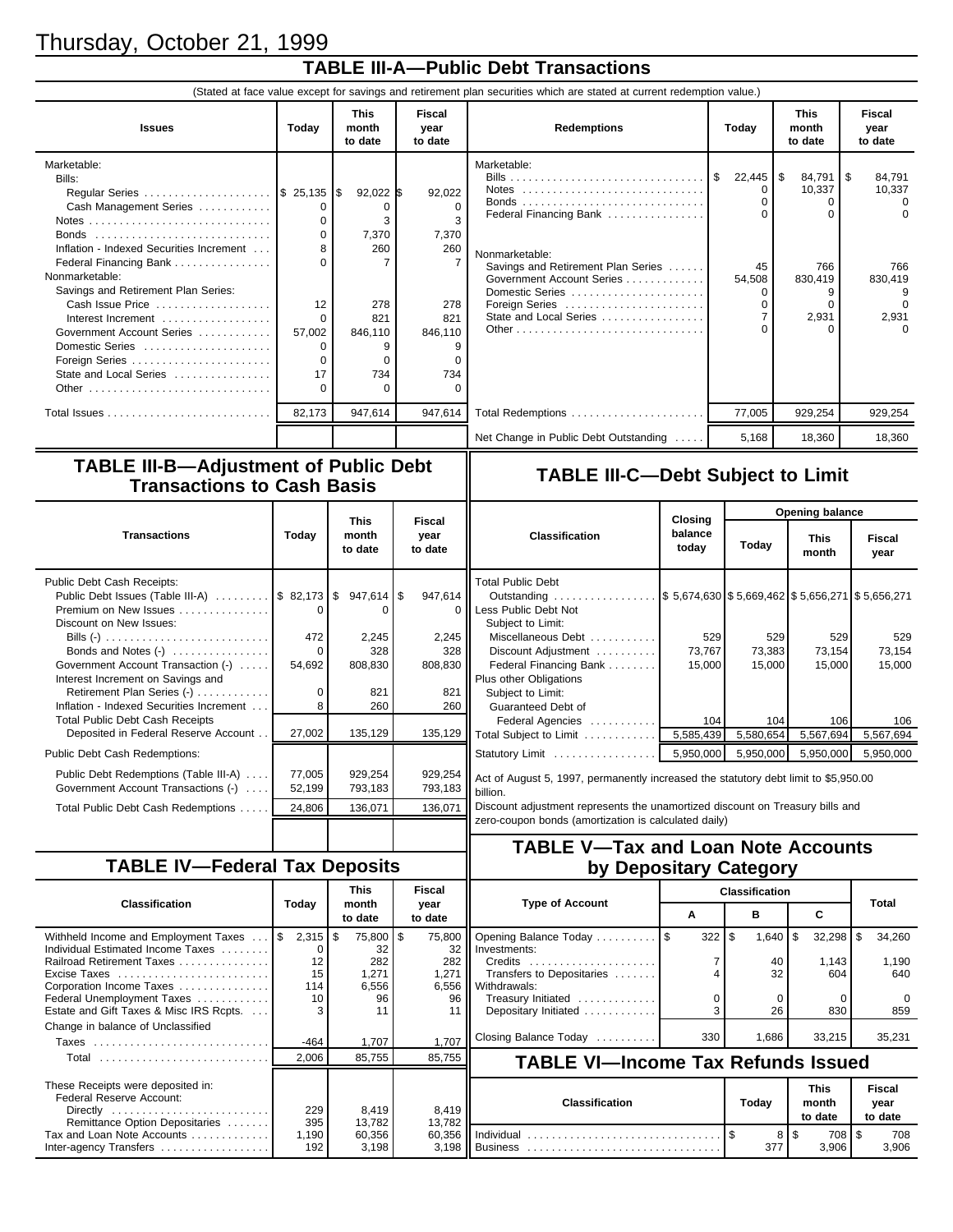Thursday, October 21, 1999

## TABLE III-A—Public Debt Transactions

(Stated at face value except for savings and retirement plan securities which are stated at current redemption value.)

| Issues | Today | This month to date | Fiscal year to date |
|---|---|---|---|
| Marketable: | | | |
| Bills: | | | |
| Regular Series | $ 25,135 | $ 92,022 | $ 92,022 |
| Cash Management Series | 0 | 0 | 0 |
| Notes | 0 | 3 | 3 |
| Bonds | 0 | 7,370 | 7,370 |
| Inflation - Indexed Securities Increment | 8 | 260 | 260 |
| Federal Financing Bank | 0 | 7 | 7 |
| Nonmarketable: | | | |
| Savings and Retirement Plan Series: | | | |
| Cash Issue Price | 12 | 278 | 278 |
| Interest Increment | 0 | 821 | 821 |
| Government Account Series | 57,002 | 846,110 | 846,110 |
| Domestic Series | 0 | 9 | 9 |
| Foreign Series | 0 | 0 | 0 |
| State and Local Series | 17 | 734 | 734 |
| Other | 0 | 0 | 0 |
| Total Issues | 82,173 | 947,614 | 947,614 |

| Redemptions | Today | This month to date | Fiscal year to date |
|---|---|---|---|
| Marketable: | | | |
| Bills | $ 22,445 | $ 84,791 | $ 84,791 |
| Notes | 0 | 10,337 | 10,337 |
| Bonds | 0 | 0 | 0 |
| Federal Financing Bank | 0 | 0 | 0 |
| Nonmarketable: | | | |
| Savings and Retirement Plan Series | 45 | 766 | 766 |
| Government Account Series | 54,508 | 830,419 | 830,419 |
| Domestic Series | 0 | 9 | 9 |
| Foreign Series | 0 | 0 | 0 |
| State and Local Series | 7 | 2,931 | 2,931 |
| Other | 0 | 0 | 0 |
| Total Redemptions | 77,005 | 929,254 | 929,254 |
| Net Change in Public Debt Outstanding | 5,168 | 18,360 | 18,360 |

## TABLE III-B—Adjustment of Public Debt Transactions to Cash Basis

| Transactions | Today | This month to date | Fiscal year to date |
|---|---|---|---|
| Public Debt Cash Receipts: | | | |
| Public Debt Issues (Table III-A) | $ 82,173 | $ 947,614 | $ 947,614 |
| Premium on New Issues | 0 | 0 | 0 |
| Discount on New Issues: | | | |
| Bills (-) | 472 | 2,245 | 2,245 |
| Bonds and Notes (-) | 0 | 328 | 328 |
| Government Account Transaction (-) | 54,692 | 808,830 | 808,830 |
| Interest Increment on Savings and Retirement Plan Series (-) | 0 | 821 | 821 |
| Inflation - Indexed Securities Increment | 8 | 260 | 260 |
| Total Public Debt Cash Receipts Deposited in Federal Reserve Account | 27,002 | 135,129 | 135,129 |
| Public Debt Cash Redemptions: | | | |
| Public Debt Redemptions (Table III-A) | 77,005 | 929,254 | 929,254 |
| Government Account Transactions (-) | 52,199 | 793,183 | 793,183 |
| Total Public Debt Cash Redemptions | 24,806 | 136,071 | 136,071 |

## TABLE III-C—Debt Subject to Limit

| Classification | Closing balance today | Opening balance Today | Opening balance This month | Opening balance Fiscal year |
|---|---|---|---|---|
| Total Public Debt Outstanding | $ 5,674,630 | $ 5,669,462 | $ 5,656,271 | $ 5,656,271 |
| Less Public Debt Not Subject to Limit: | | | | |
| Miscellaneous Debt | 529 | 529 | 529 | 529 |
| Discount Adjustment | 73,767 | 73,383 | 73,154 | 73,154 |
| Federal Financing Bank | 15,000 | 15,000 | 15,000 | 15,000 |
| Plus other Obligations Subject to Limit: | | | | |
| Guaranteed Debt of Federal Agencies | 104 | 104 | 106 | 106 |
| Total Subject to Limit | 5,585,439 | 5,580,654 | 5,567,694 | 5,567,694 |
| Statutory Limit | 5,950,000 | 5,950,000 | 5,950,000 | 5,950,000 |

Act of August 5, 1997, permanently increased the statutory debt limit to $5,950.00 billion.

Discount adjustment represents the unamortized discount on Treasury bills and zero-coupon bonds (amortization is calculated daily)

## TABLE IV—Federal Tax Deposits

| Classification | Today | This month to date | Fiscal year to date |
|---|---|---|---|
| Withheld Income and Employment Taxes | $ 2,315 | $ 75,800 | $ 75,800 |
| Individual Estimated Income Taxes | 0 | 32 | 32 |
| Railroad Retirement Taxes | 12 | 282 | 282 |
| Excise Taxes | 15 | 1,271 | 1,271 |
| Corporation Income Taxes | 114 | 6,556 | 6,556 |
| Federal Unemployment Taxes | 10 | 96 | 96 |
| Estate and Gift Taxes & Misc IRS Rcpts. | 3 | 11 | 11 |
| Change in balance of Unclassified Taxes | -464 | 1,707 | 1,707 |
| Total | 2,006 | 85,755 | 85,755 |
| These Receipts were deposited in: | | | |
| Federal Reserve Account: | | | |
| Directly | 229 | 8,419 | 8,419 |
| Remittance Option Depositaries | 395 | 13,782 | 13,782 |
| Tax and Loan Note Accounts | 1,190 | 60,356 | 60,356 |
| Inter-agency Transfers | 192 | 3,198 | 3,198 |

## TABLE V—Tax and Loan Note Accounts by Depositary Category

| Type of Account | A | B | C | Total |
|---|---|---|---|---|
| Opening Balance Today | $ 322 | $ 1,640 | $ 32,298 | $ 34,260 |
| Investments: | | | | |
| Credits | 7 | 40 | 1,143 | 1,190 |
| Transfers to Depositaries | 4 | 32 | 604 | 640 |
| Withdrawals: | | | | |
| Treasury Initiated | 0 | 0 | 0 | 0 |
| Depositary Initiated | 3 | 26 | 830 | 859 |
| Closing Balance Today | 330 | 1,686 | 33,215 | 35,231 |

## TABLE VI—Income Tax Refunds Issued

| Classification | Today | This month to date | Fiscal year to date |
|---|---|---|---|
| Individual | $ 8 | $ 708 | $ 708 |
| Business | 377 | 3,906 | 3,906 |